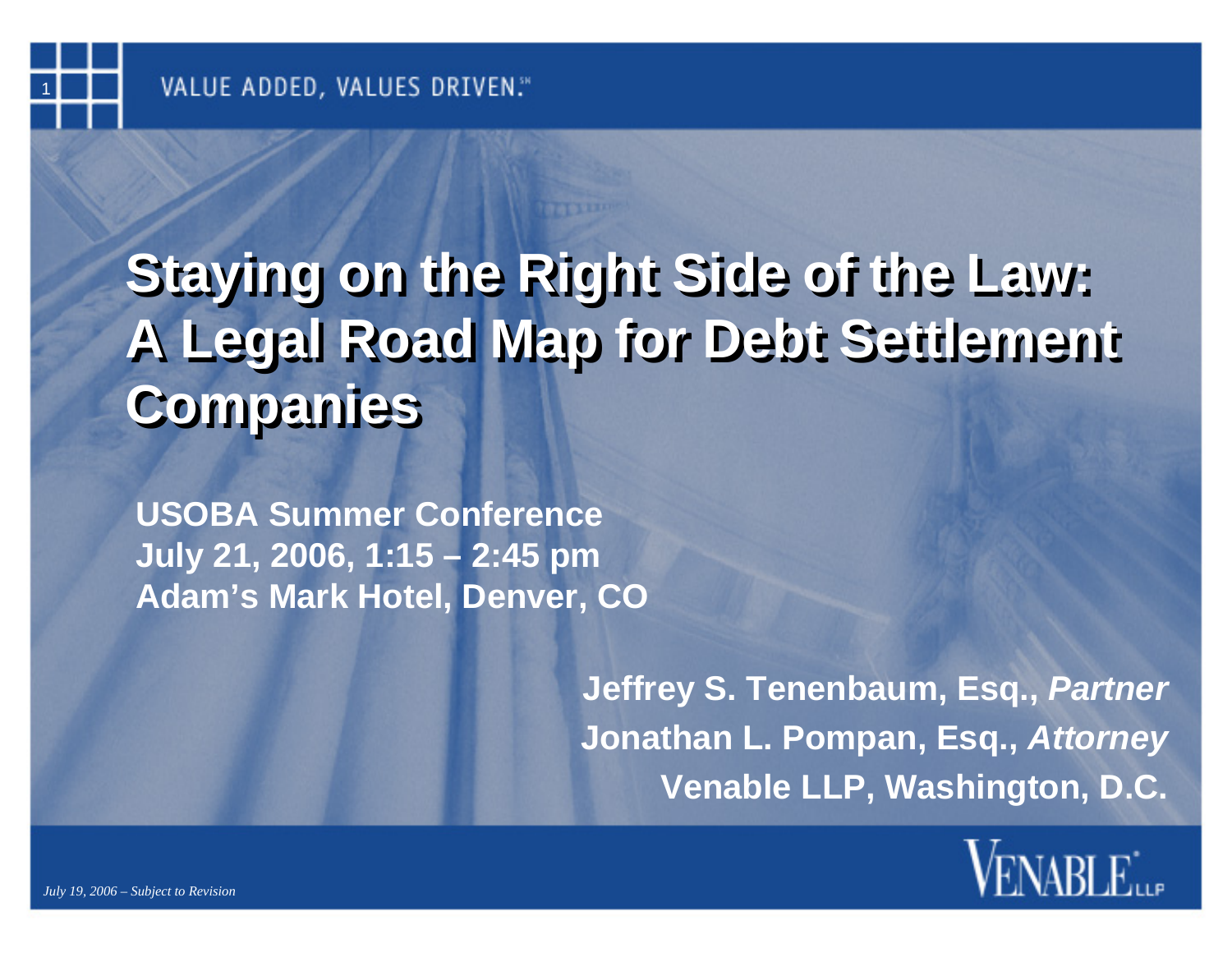# Staying on the Right Side of the Law: A Legal Road Map for Debt Settlement Companies

**USOBA Summer Conference**
**July 21, 2006, 1:15 – 2:45 pm**
**Adam's Mark Hotel, Denver, CO**

**Jeffrey S. Tenenbaum, Esq.,** ***Partner***
**Jonathan L. Pompan, Esq.,** ***Attorney***
**Venable LLP, Washington, D.C.**

*July 19, 2006 – Subject to Revision*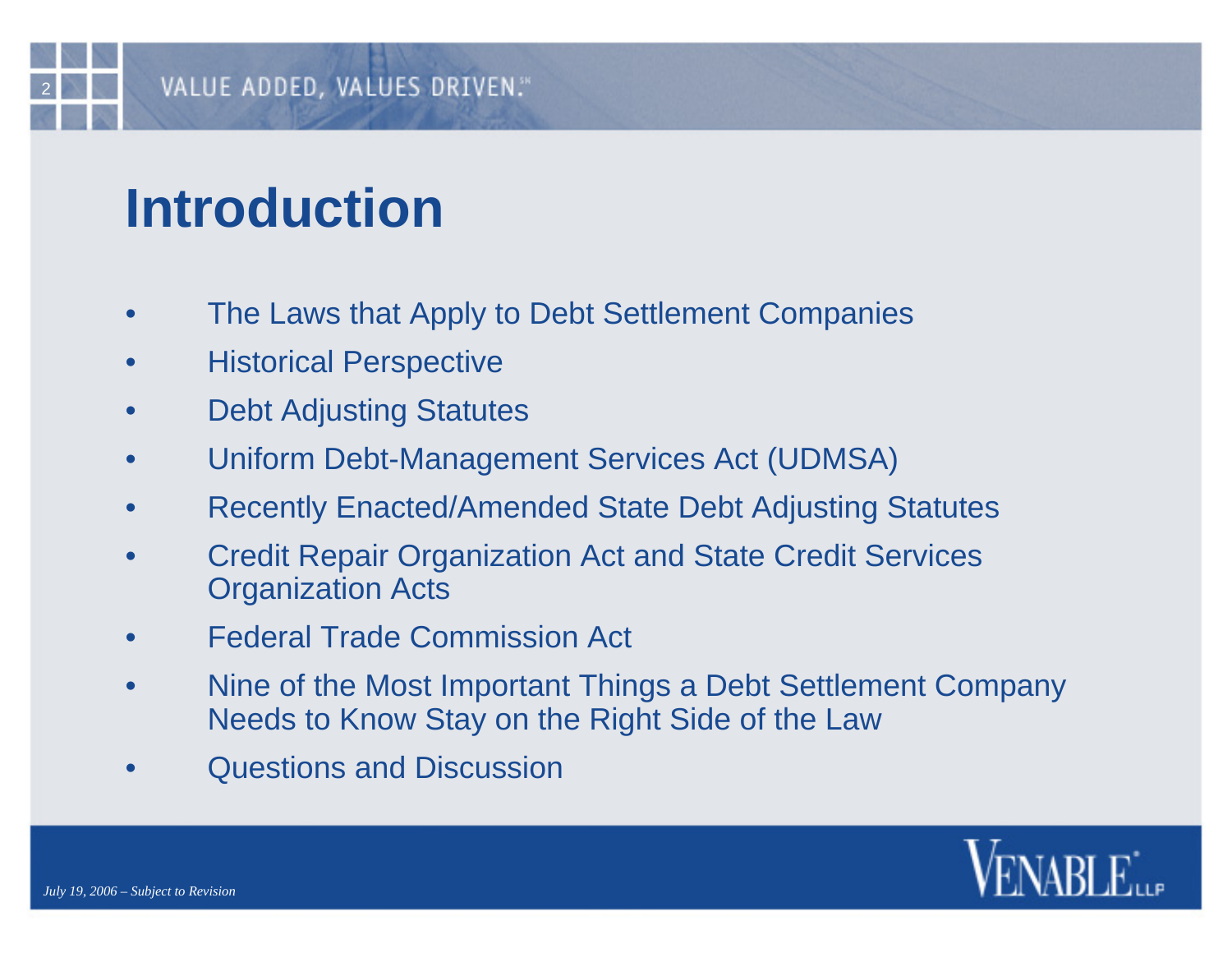# Introduction

- The Laws that Apply to Debt Settlement Companies
- Historical Perspective
- Debt Adjusting Statutes
- Uniform Debt-Management Services Act (UDMSA)
- Recently Enacted/Amended State Debt Adjusting Statutes
- Credit Repair Organization Act and State Credit Services Organization Acts
- Federal Trade Commission Act
- Nine of the Most Important Things a Debt Settlement Company Needs to Know Stay on the Right Side of the Law
- Questions and Discussion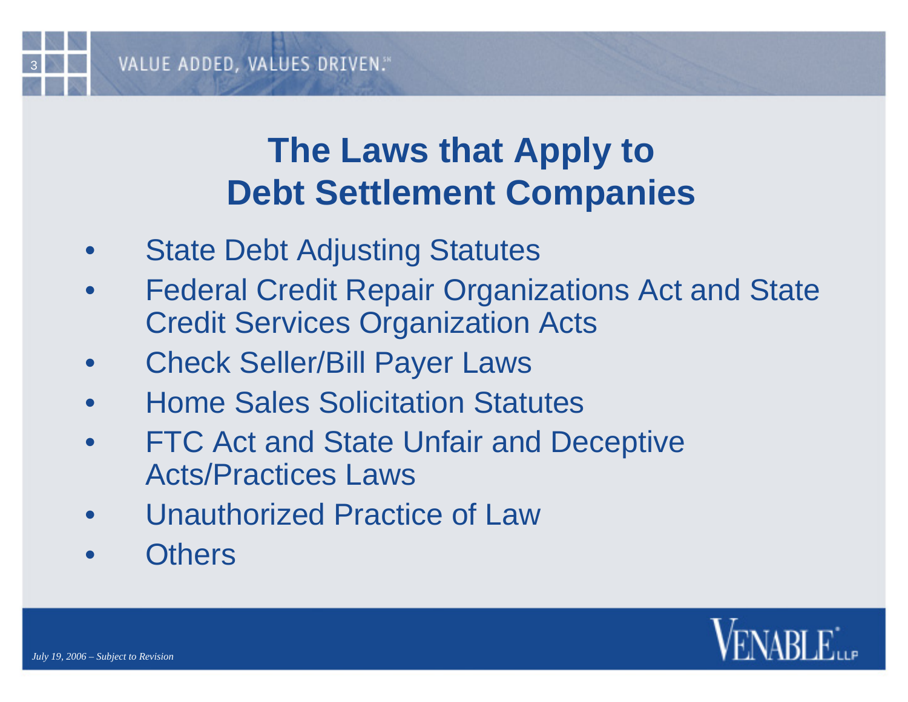# The Laws that Apply to Debt Settlement Companies

- State Debt Adjusting Statutes
- Federal Credit Repair Organizations Act and State Credit Services Organization Acts
- Check Seller/Bill Payer Laws
- Home Sales Solicitation Statutes
- FTC Act and State Unfair and Deceptive Acts/Practices Laws
- Unauthorized Practice of Law
- Others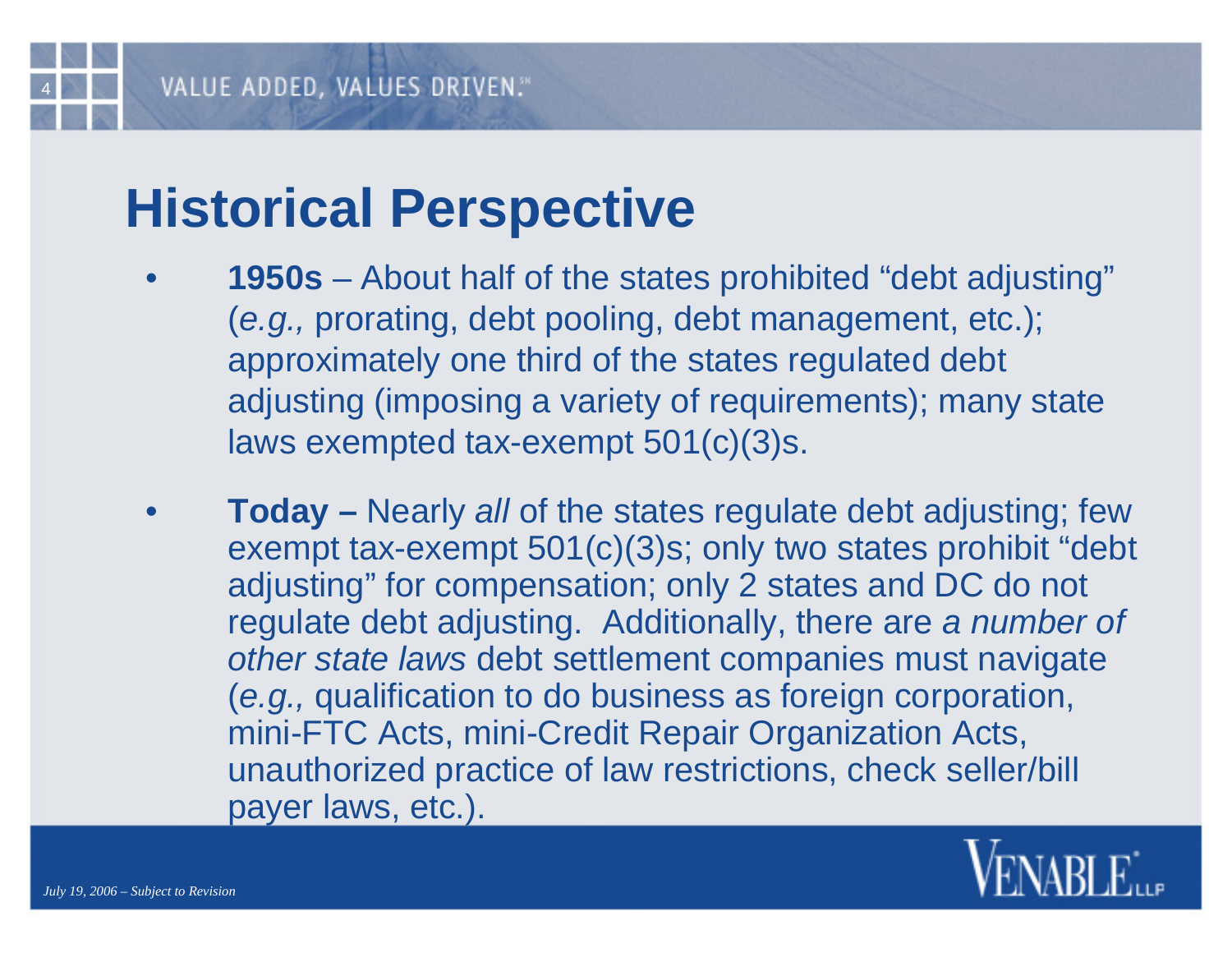# Historical Perspective

- **1950s** – About half of the states prohibited "debt adjusting" (*e.g.,* prorating, debt pooling, debt management, etc.); approximately one third of the states regulated debt adjusting (imposing a variety of requirements); many state laws exempted tax-exempt 501(c)(3)s.

- **Today –** Nearly *all* of the states regulate debt adjusting; few exempt tax-exempt 501(c)(3)s; only two states prohibit "debt adjusting" for compensation; only 2 states and DC do not regulate debt adjusting. Additionally, there are *a number of other state laws* debt settlement companies must navigate (*e.g.,* qualification to do business as foreign corporation, mini-FTC Acts, mini-Credit Repair Organization Acts, unauthorized practice of law restrictions, check seller/bill payer laws, etc.).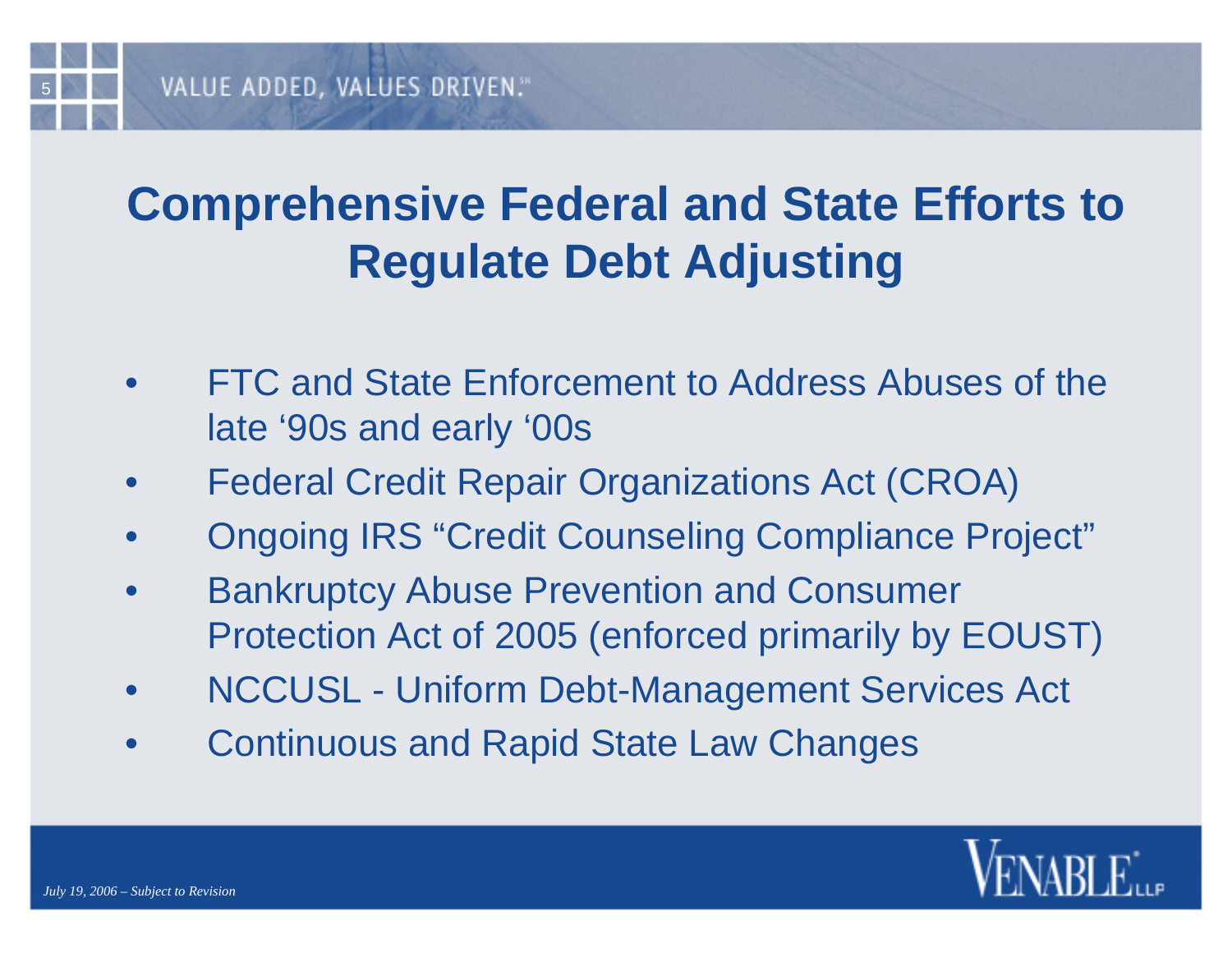# Comprehensive Federal and State Efforts to Regulate Debt Adjusting

- FTC and State Enforcement to Address Abuses of the late '90s and early '00s
- Federal Credit Repair Organizations Act (CROA)
- Ongoing IRS "Credit Counseling Compliance Project"
- Bankruptcy Abuse Prevention and Consumer Protection Act of 2005 (enforced primarily by EOUST)
- NCCUSL - Uniform Debt-Management Services Act
- Continuous and Rapid State Law Changes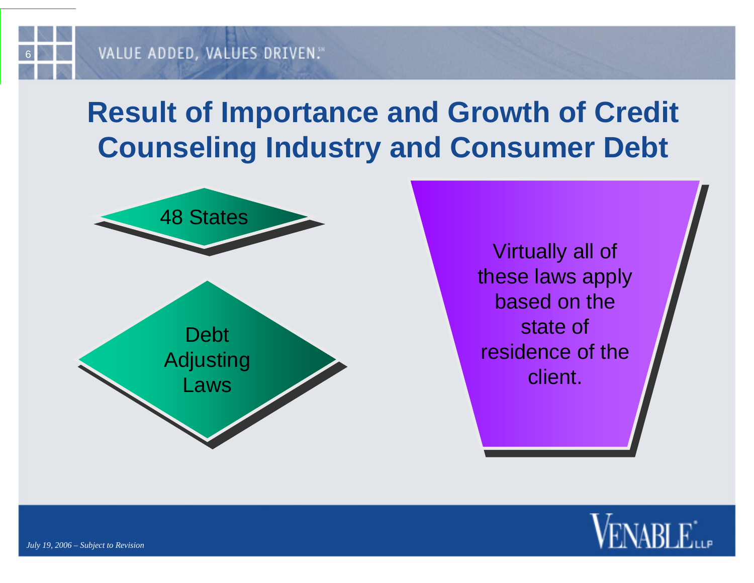# Result of Importance and Growth of Credit Counseling Industry and Consumer Debt

48 States

Debt Adjusting Laws

Virtually all of these laws apply based on the state of residence of the client.

*July 19, 2006 – Subject to Revision*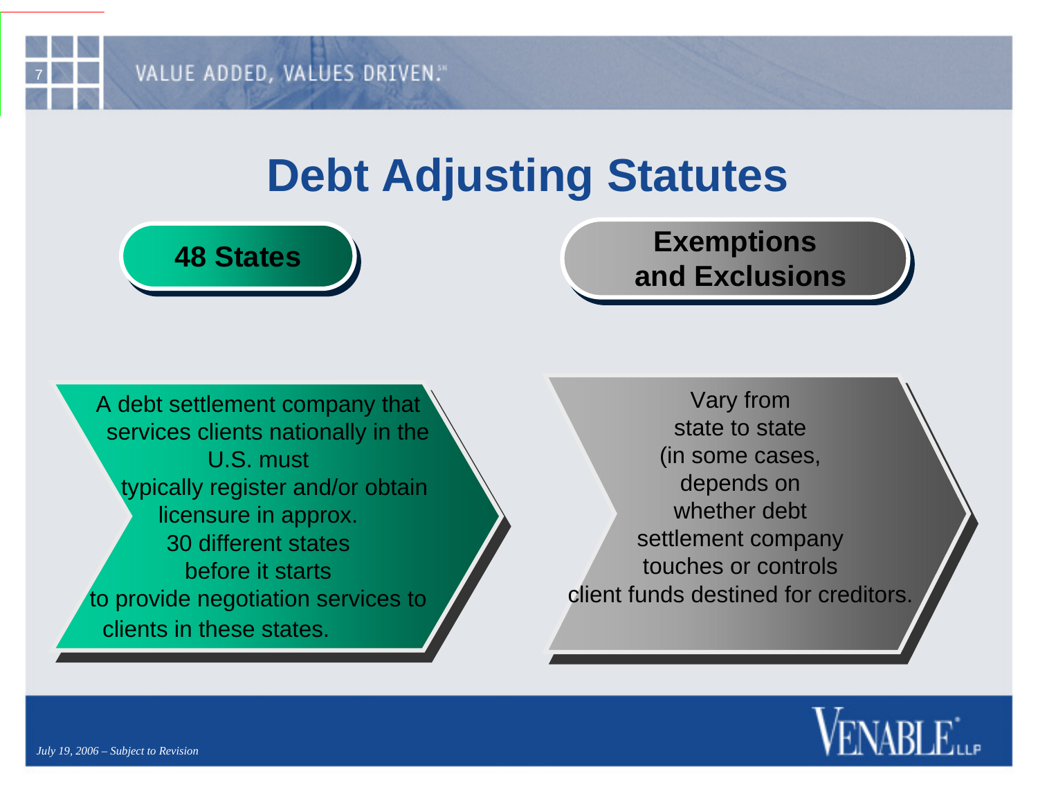# Debt Adjusting Statutes

## 48 States

A debt settlement company that services clients nationally in the U.S. must typically register and/or obtain licensure in approx. 30 different states before it starts to provide negotiation services to clients in these states.

## Exemptions and Exclusions

Vary from state to state (in some cases, depends on whether debt settlement company touches or controls client funds destined for creditors.

*July 19, 2006 – Subject to Revision*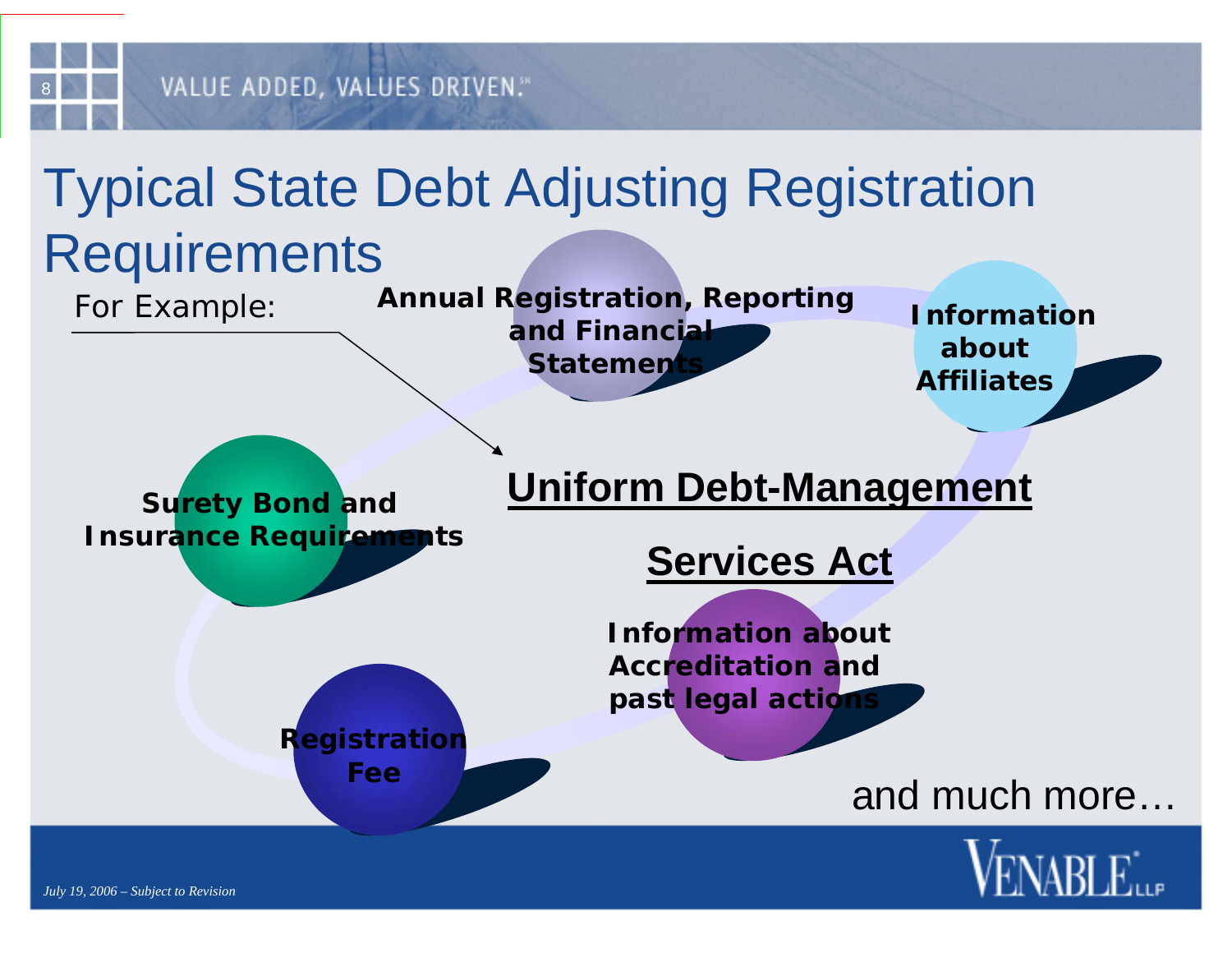# Typical State Debt Adjusting Registration Requirements

For Example:

**Uniform Debt-Management Services Act**

- **Annual Registration, Reporting and Financial Statements**
- **Information about Affiliates**
- **Surety Bond and Insurance Requirements**
- **Information about Accreditation and past legal actions**
- **Registration Fee**

and much more…

*July 19, 2006 – Subject to Revision*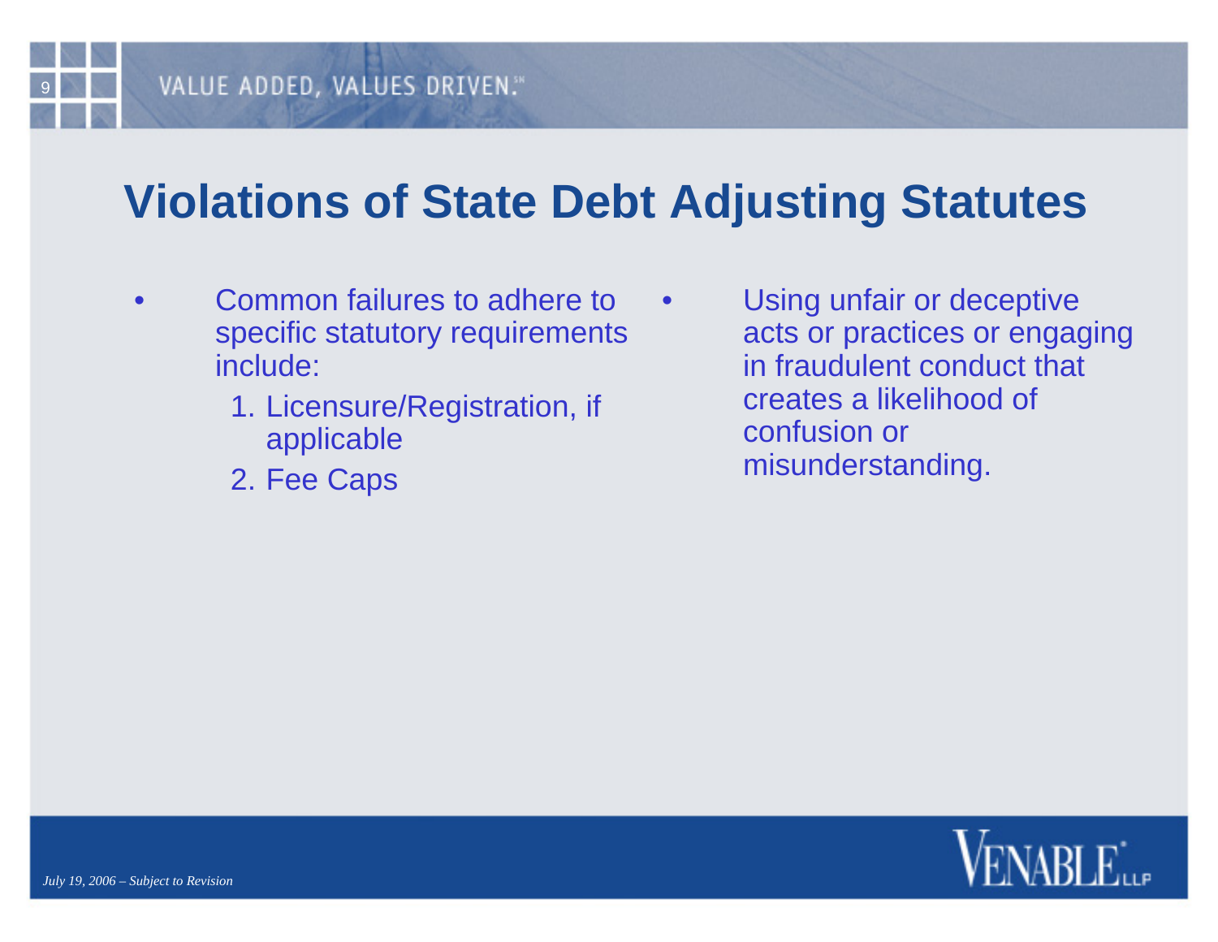# Violations of State Debt Adjusting Statutes

- Common failures to adhere to specific statutory requirements include:
  1. Licensure/Registration, if applicable
  2. Fee Caps
- Using unfair or deceptive acts or practices or engaging in fraudulent conduct that creates a likelihood of confusion or misunderstanding.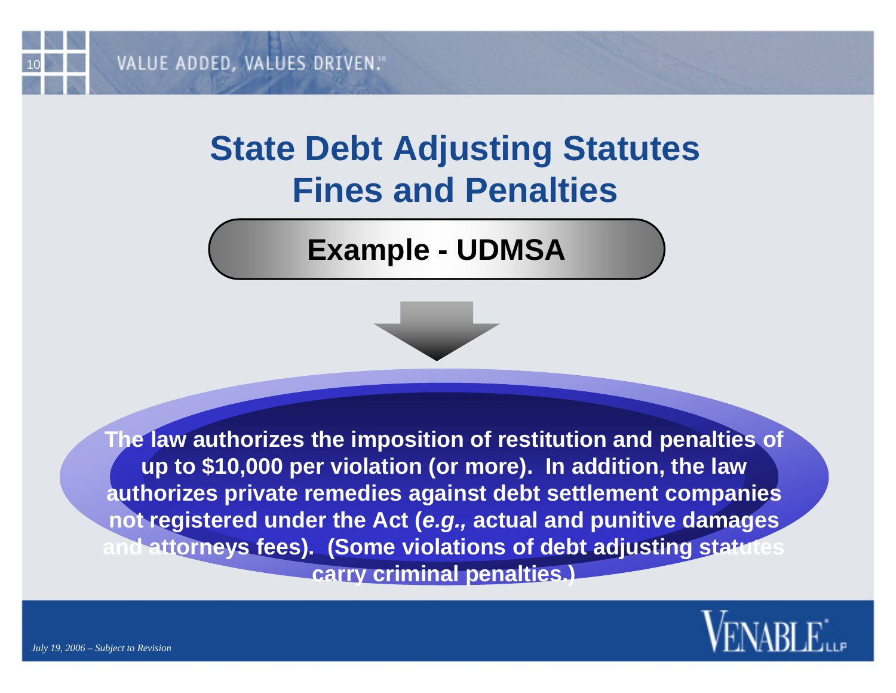# State Debt Adjusting Statutes Fines and Penalties

## Example - UDMSA

**The law authorizes the imposition of restitution and penalties of up to $10,000 per violation (or more). In addition, the law authorizes private remedies against debt settlement companies not registered under the Act (*e.g.,* actual and punitive damages and attorneys fees). (Some violations of debt adjusting statutes carry criminal penalties.)**

*July 19, 2006 – Subject to Revision*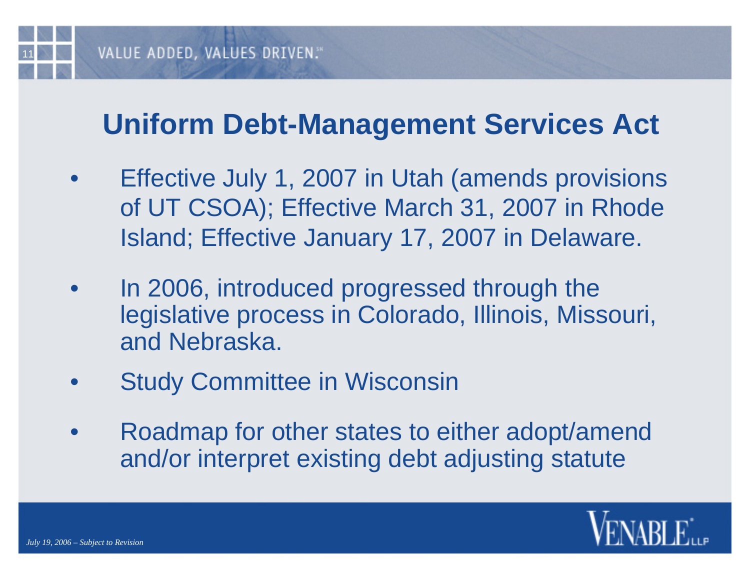# Uniform Debt-Management Services Act

- Effective July 1, 2007 in Utah (amends provisions of UT CSOA); Effective March 31, 2007 in Rhode Island; Effective January 17, 2007 in Delaware.
- In 2006, introduced progressed through the legislative process in Colorado, Illinois, Missouri, and Nebraska.
- Study Committee in Wisconsin
- Roadmap for other states to either adopt/amend and/or interpret existing debt adjusting statute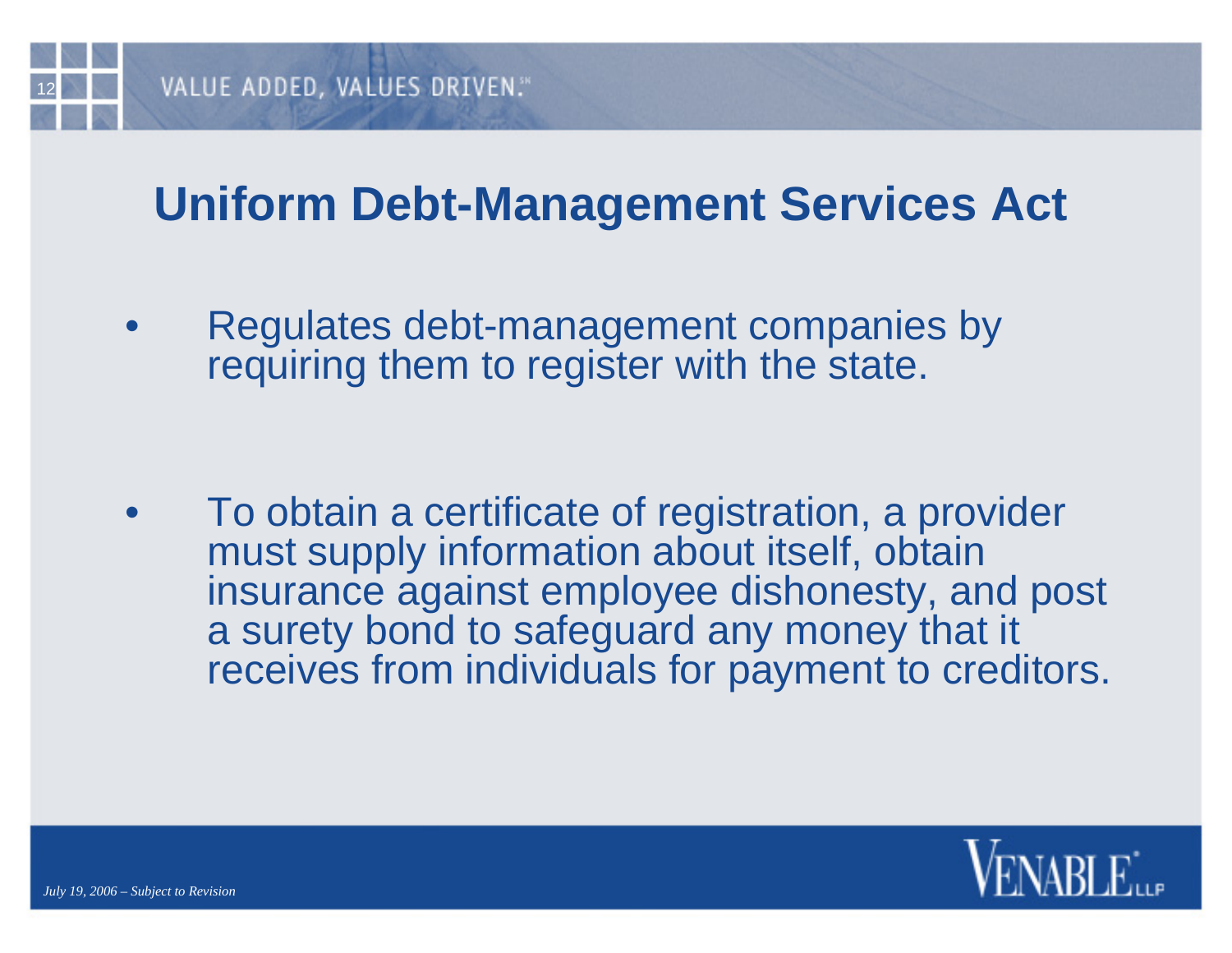# Uniform Debt-Management Services Act

- Regulates debt-management companies by requiring them to register with the state.

- To obtain a certificate of registration, a provider must supply information about itself, obtain insurance against employee dishonesty, and post a surety bond to safeguard any money that it receives from individuals for payment to creditors.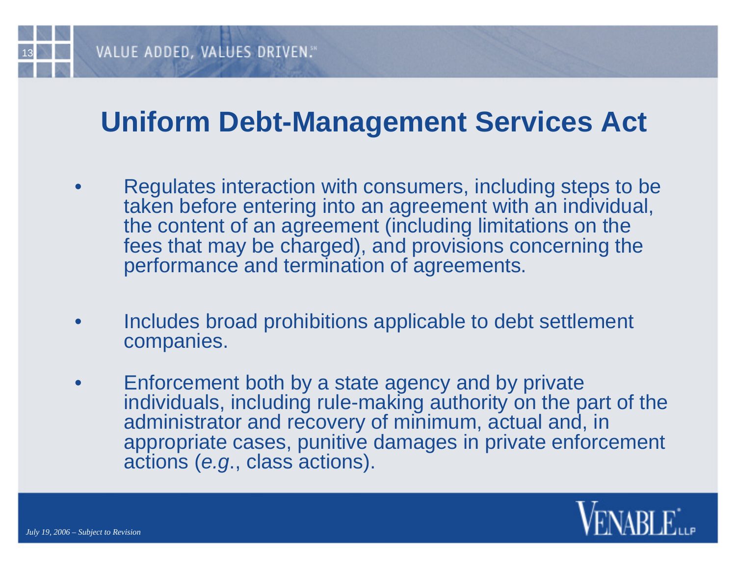# Uniform Debt-Management Services Act

- Regulates interaction with consumers, including steps to be taken before entering into an agreement with an individual, the content of an agreement (including limitations on the fees that may be charged), and provisions concerning the performance and termination of agreements.
- Includes broad prohibitions applicable to debt settlement companies.
- Enforcement both by a state agency and by private individuals, including rule-making authority on the part of the administrator and recovery of minimum, actual and, in appropriate cases, punitive damages in private enforcement actions (*e.g.*, class actions).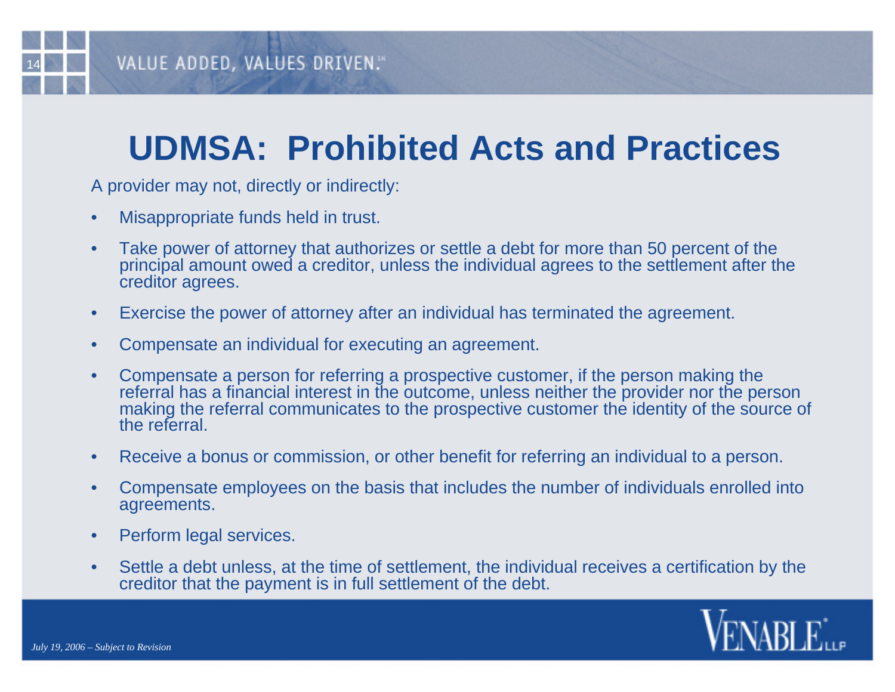# UDMSA: Prohibited Acts and Practices

A provider may not, directly or indirectly:

- Misappropriate funds held in trust.
- Take power of attorney that authorizes or settle a debt for more than 50 percent of the principal amount owed a creditor, unless the individual agrees to the settlement after the creditor agrees.
- Exercise the power of attorney after an individual has terminated the agreement.
- Compensate an individual for executing an agreement.
- Compensate a person for referring a prospective customer, if the person making the referral has a financial interest in the outcome, unless neither the provider nor the person making the referral communicates to the prospective customer the identity of the source of the referral.
- Receive a bonus or commission, or other benefit for referring an individual to a person.
- Compensate employees on the basis that includes the number of individuals enrolled into agreements.
- Perform legal services.
- Settle a debt unless, at the time of settlement, the individual receives a certification by the creditor that the payment is in full settlement of the debt.

*July 19, 2006 – Subject to Revision*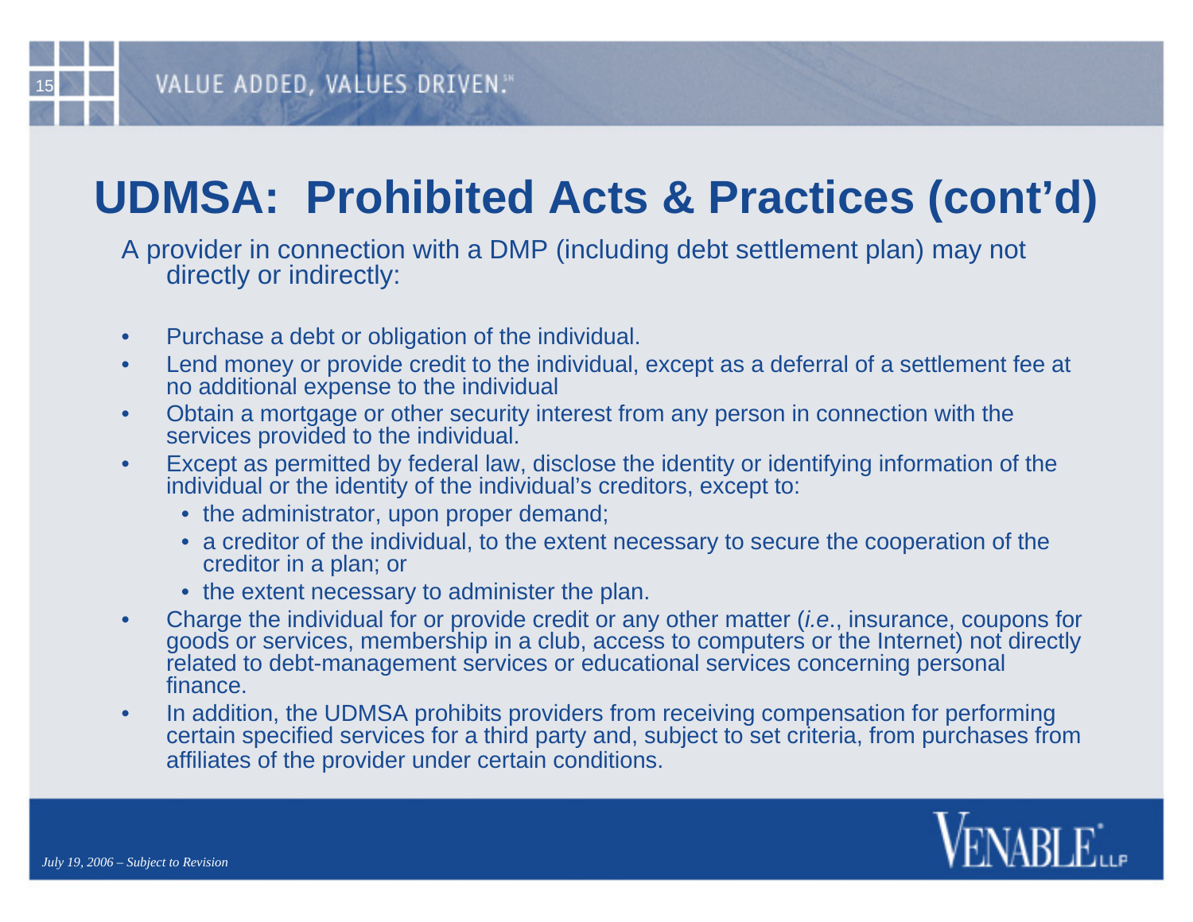# UDMSA: Prohibited Acts & Practices (cont'd)

A provider in connection with a DMP (including debt settlement plan) may not directly or indirectly:

- Purchase a debt or obligation of the individual.
- Lend money or provide credit to the individual, except as a deferral of a settlement fee at no additional expense to the individual
- Obtain a mortgage or other security interest from any person in connection with the services provided to the individual.
- Except as permitted by federal law, disclose the identity or identifying information of the individual or the identity of the individual's creditors, except to:
  - the administrator, upon proper demand;
  - a creditor of the individual, to the extent necessary to secure the cooperation of the creditor in a plan; or
  - the extent necessary to administer the plan.
- Charge the individual for or provide credit or any other matter (*i.e*., insurance, coupons for goods or services, membership in a club, access to computers or the Internet) not directly related to debt-management services or educational services concerning personal finance.
- In addition, the UDMSA prohibits providers from receiving compensation for performing certain specified services for a third party and, subject to set criteria, from purchases from affiliates of the provider under certain conditions.

*July 19, 2006 – Subject to Revision*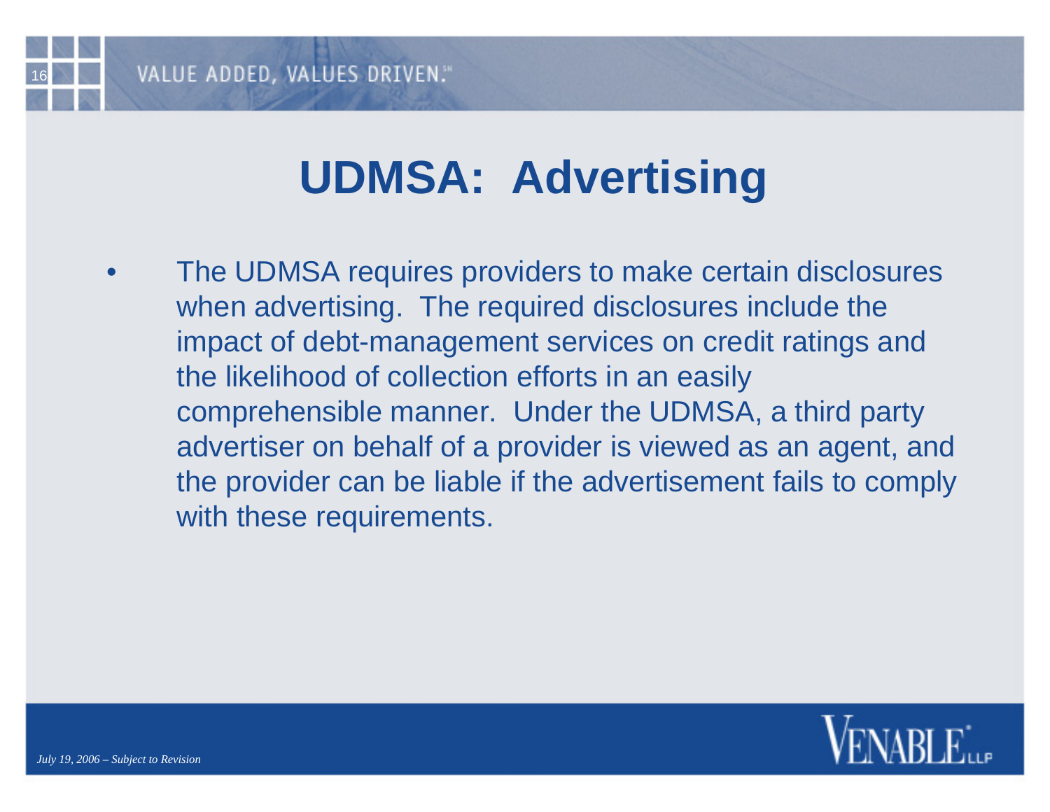# UDMSA: Advertising

- The UDMSA requires providers to make certain disclosures when advertising. The required disclosures include the impact of debt-management services on credit ratings and the likelihood of collection efforts in an easily comprehensible manner. Under the UDMSA, a third party advertiser on behalf of a provider is viewed as an agent, and the provider can be liable if the advertisement fails to comply with these requirements.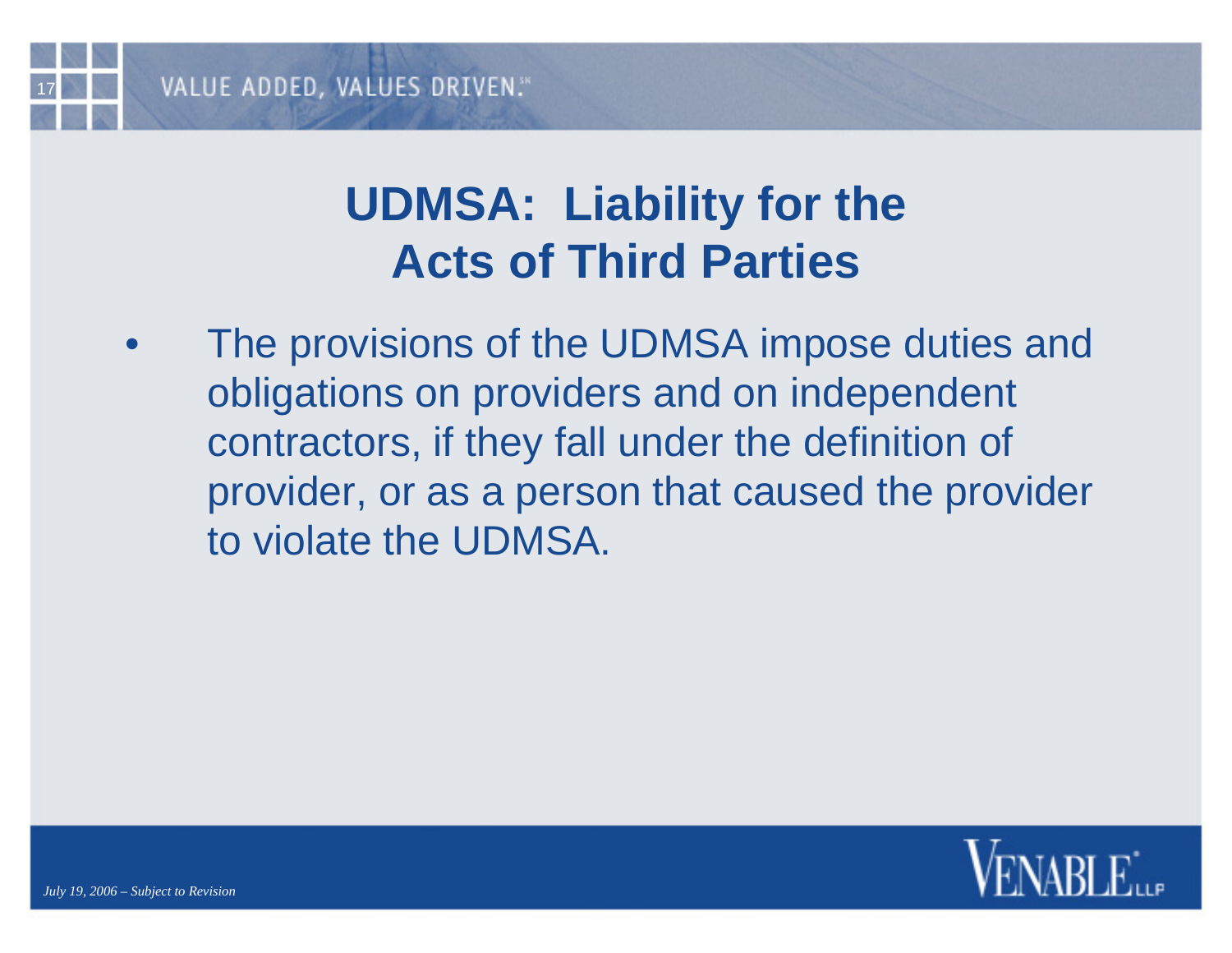# UDMSA: Liability for the Acts of Third Parties

- The provisions of the UDMSA impose duties and obligations on providers and on independent contractors, if they fall under the definition of provider, or as a person that caused the provider to violate the UDMSA.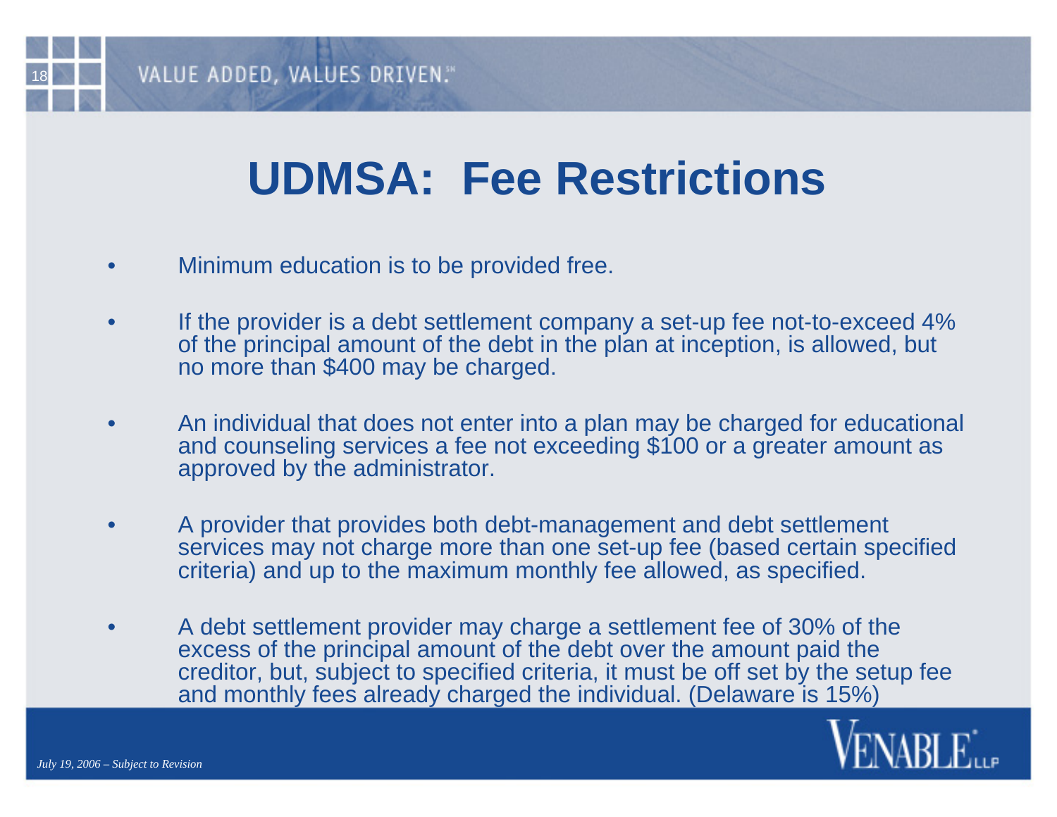# UDMSA: Fee Restrictions

- Minimum education is to be provided free.
- If the provider is a debt settlement company a set-up fee not-to-exceed 4% of the principal amount of the debt in the plan at inception, is allowed, but no more than $400 may be charged.
- An individual that does not enter into a plan may be charged for educational and counseling services a fee not exceeding $100 or a greater amount as approved by the administrator.
- A provider that provides both debt-management and debt settlement services may not charge more than one set-up fee (based certain specified criteria) and up to the maximum monthly fee allowed, as specified.
- A debt settlement provider may charge a settlement fee of 30% of the excess of the principal amount of the debt over the amount paid the creditor, but, subject to specified criteria, it must be off set by the setup fee and monthly fees already charged the individual. (Delaware is 15%)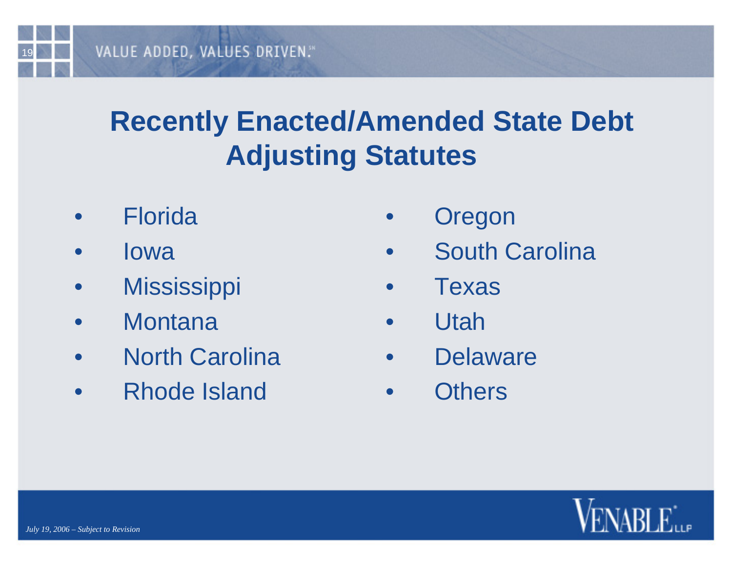# Recently Enacted/Amended State Debt Adjusting Statutes

- Florida
- Iowa
- Mississippi
- Montana
- North Carolina
- Rhode Island
- Oregon
- South Carolina
- Texas
- Utah
- Delaware
- Others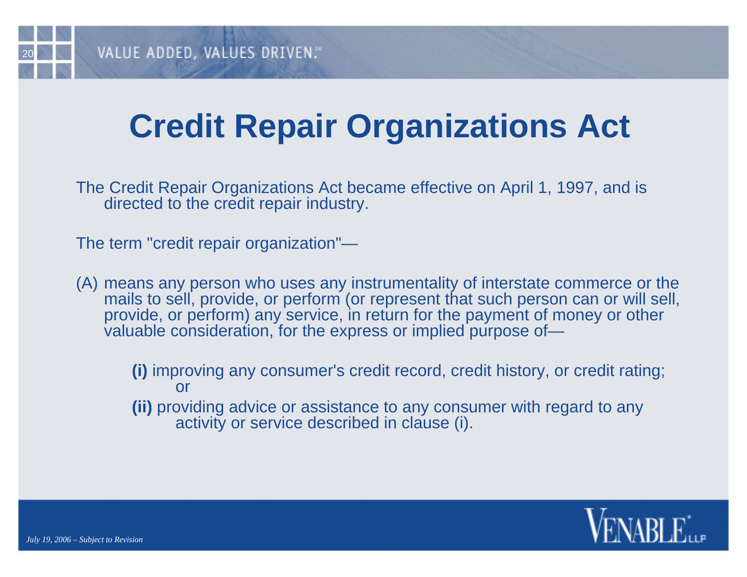# Credit Repair Organizations Act

The Credit Repair Organizations Act became effective on April 1, 1997, and is directed to the credit repair industry.

The term "credit repair organization"—

(A) means any person who uses any instrumentality of interstate commerce or the mails to sell, provide, or perform (or represent that such person can or will sell, provide, or perform) any service, in return for the payment of money or other valuable consideration, for the express or implied purpose of—

> **(i)** improving any consumer's credit record, credit history, or credit rating; or
>
> **(ii)** providing advice or assistance to any consumer with regard to any activity or service described in clause (i).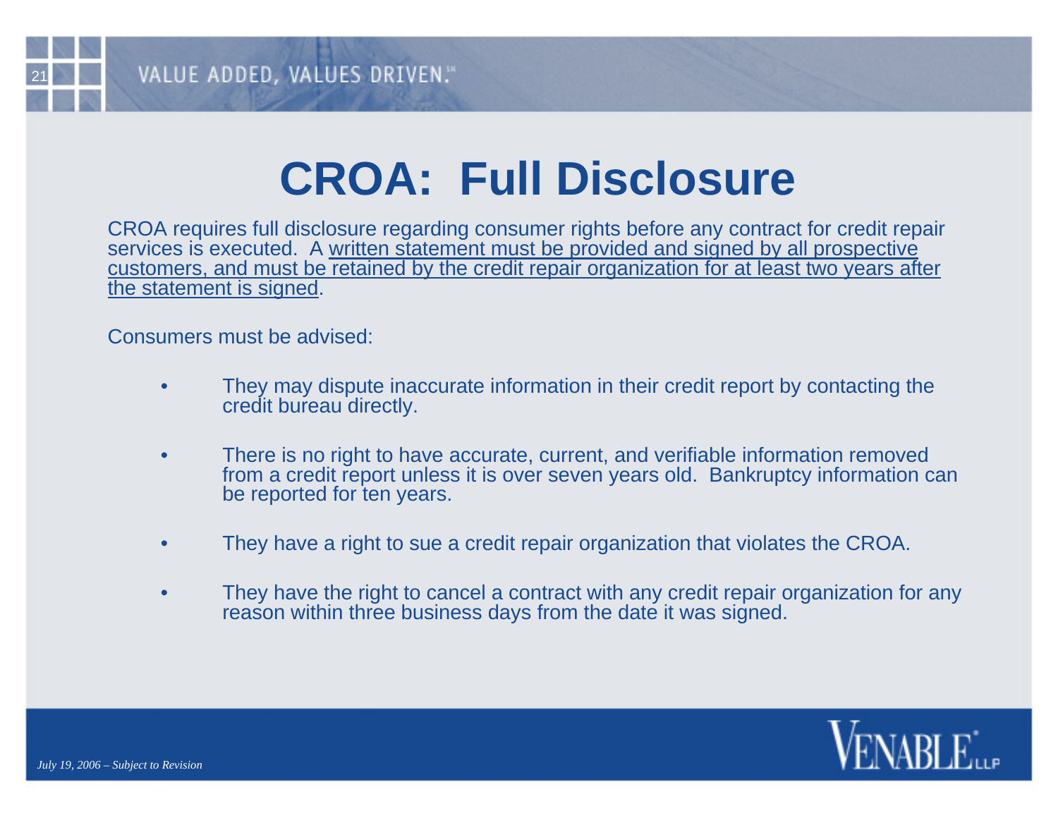# CROA: Full Disclosure

CROA requires full disclosure regarding consumer rights before any contract for credit repair services is executed. A written statement must be provided and signed by all prospective customers, and must be retained by the credit repair organization for at least two years after the statement is signed.

Consumers must be advised:

- They may dispute inaccurate information in their credit report by contacting the credit bureau directly.
- There is no right to have accurate, current, and verifiable information removed from a credit report unless it is over seven years old. Bankruptcy information can be reported for ten years.
- They have a right to sue a credit repair organization that violates the CROA.
- They have the right to cancel a contract with any credit repair organization for any reason within three business days from the date it was signed.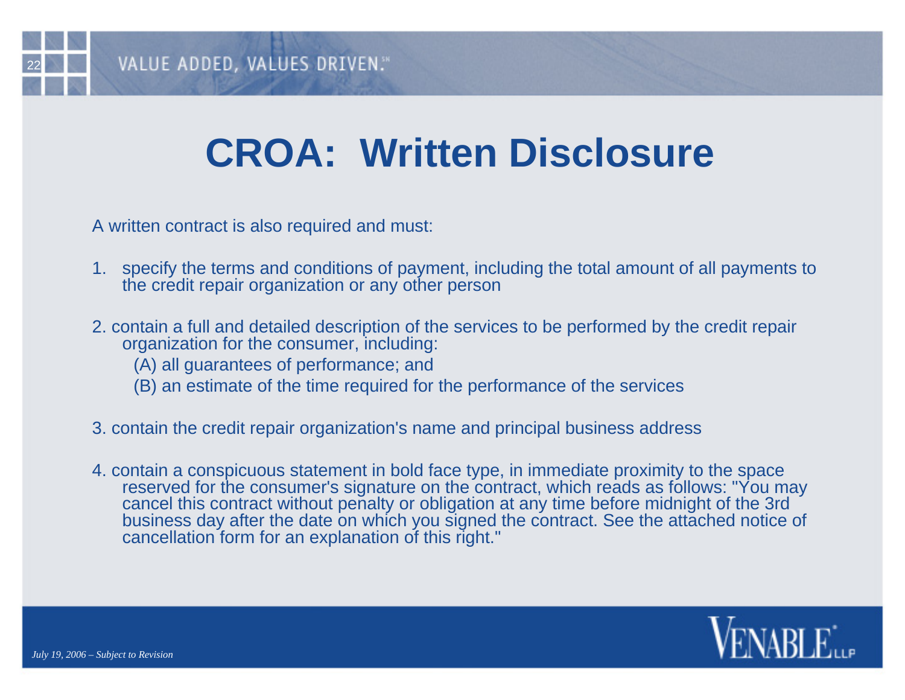# CROA: Written Disclosure

A written contract is also required and must:

1. specify the terms and conditions of payment, including the total amount of all payments to the credit repair organization or any other person

2. contain a full and detailed description of the services to be performed by the credit repair organization for the consumer, including:
   - (A) all guarantees of performance; and
   - (B) an estimate of the time required for the performance of the services

3. contain the credit repair organization's name and principal business address

4. contain a conspicuous statement in bold face type, in immediate proximity to the space reserved for the consumer's signature on the contract, which reads as follows: "You may cancel this contract without penalty or obligation at any time before midnight of the 3rd business day after the date on which you signed the contract. See the attached notice of cancellation form for an explanation of this right."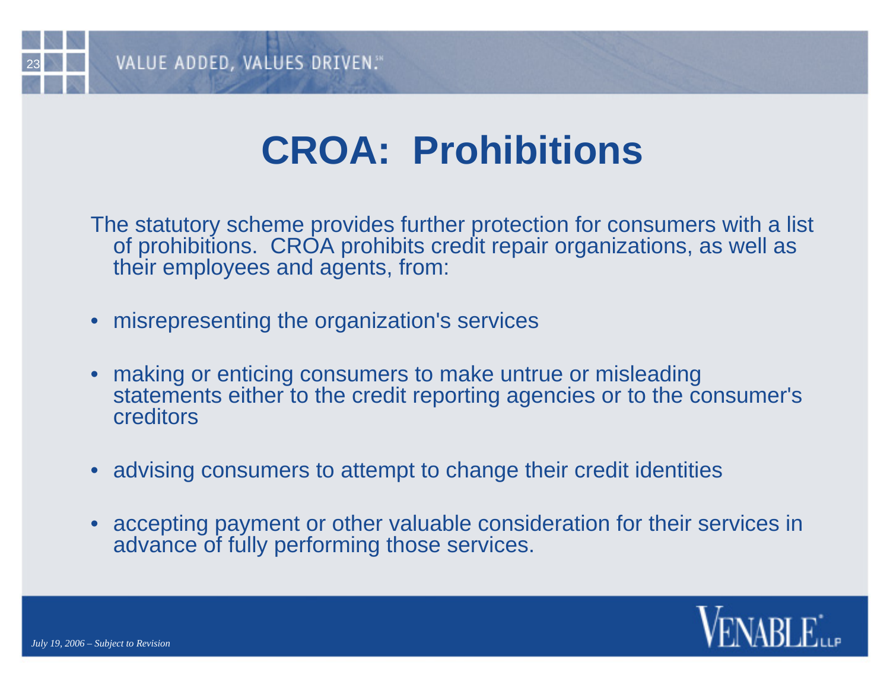# CROA: Prohibitions

The statutory scheme provides further protection for consumers with a list of prohibitions. CROA prohibits credit repair organizations, as well as their employees and agents, from:

- misrepresenting the organization's services
- making or enticing consumers to make untrue or misleading statements either to the credit reporting agencies or to the consumer's creditors
- advising consumers to attempt to change their credit identities
- accepting payment or other valuable consideration for their services in advance of fully performing those services.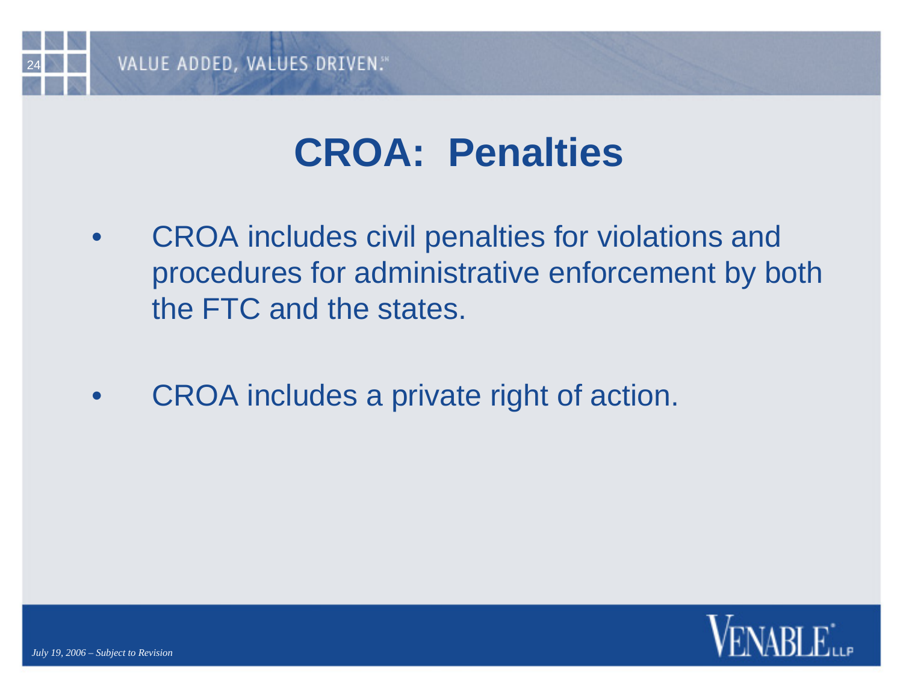# CROA: Penalties

- CROA includes civil penalties for violations and procedures for administrative enforcement by both the FTC and the states.
- CROA includes a private right of action.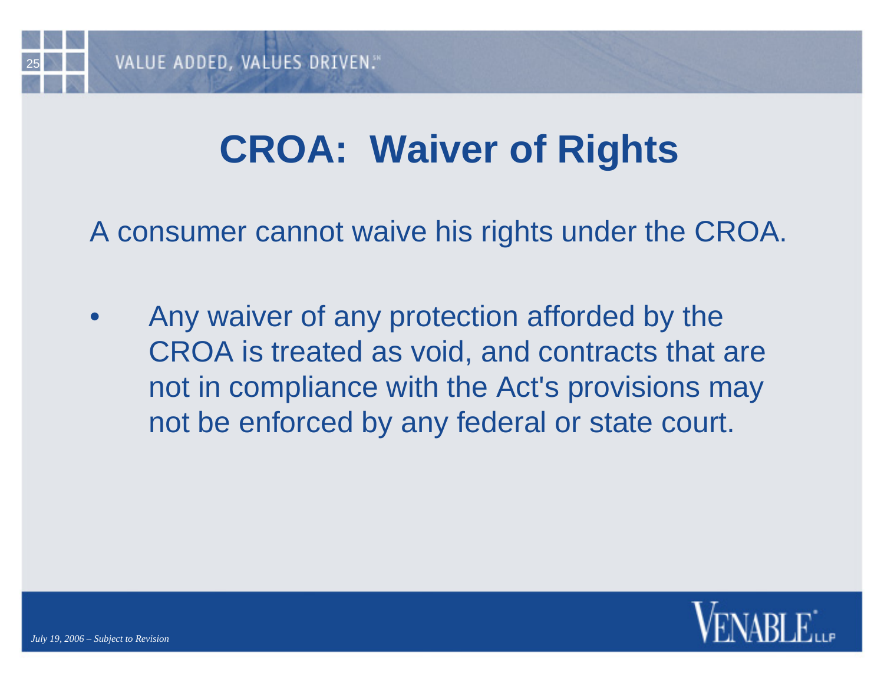# CROA: Waiver of Rights

A consumer cannot waive his rights under the CROA.

- Any waiver of any protection afforded by the CROA is treated as void, and contracts that are not in compliance with the Act's provisions may not be enforced by any federal or state court.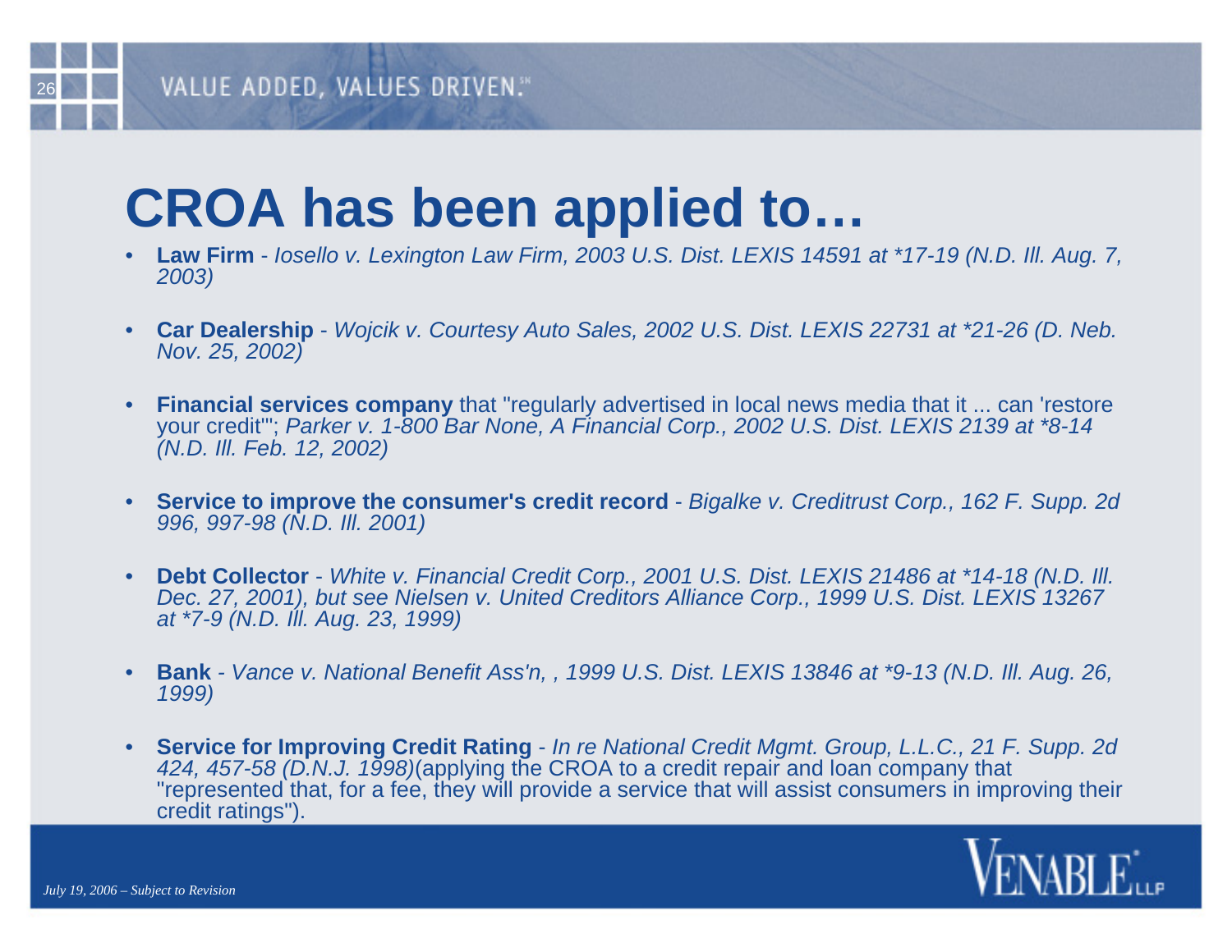# CROA has been applied to…

- **Law Firm** - *Iosello v. Lexington Law Firm, 2003 U.S. Dist. LEXIS 14591 at *17-19 (N.D. Ill. Aug. 7, 2003)*
- **Car Dealership** - *Wojcik v. Courtesy Auto Sales, 2002 U.S. Dist. LEXIS 22731 at *21-26 (D. Neb. Nov. 25, 2002)*
- **Financial services company** that "regularly advertised in local news media that it ... can 'restore your credit'"; *Parker v. 1-800 Bar None, A Financial Corp., 2002 U.S. Dist. LEXIS 2139 at *8-14 (N.D. Ill. Feb. 12, 2002)*
- **Service to improve the consumer's credit record** - *Bigalke v. Creditrust Corp., 162 F. Supp. 2d 996, 997-98 (N.D. Ill. 2001)*
- **Debt Collector** - *White v. Financial Credit Corp., 2001 U.S. Dist. LEXIS 21486 at *14-18 (N.D. Ill. Dec. 27, 2001), but see Nielsen v. United Creditors Alliance Corp., 1999 U.S. Dist. LEXIS 13267 at *7-9 (N.D. Ill. Aug. 23, 1999)*
- **Bank** - *Vance v. National Benefit Ass'n, , 1999 U.S. Dist. LEXIS 13846 at *9-13 (N.D. Ill. Aug. 26, 1999)*
- **Service for Improving Credit Rating** - *In re National Credit Mgmt. Group, L.L.C., 21 F. Supp. 2d 424, 457-58 (D.N.J. 1998)*(applying the CROA to a credit repair and loan company that "represented that, for a fee, they will provide a service that will assist consumers in improving their credit ratings").

*July 19, 2006 – Subject to Revision*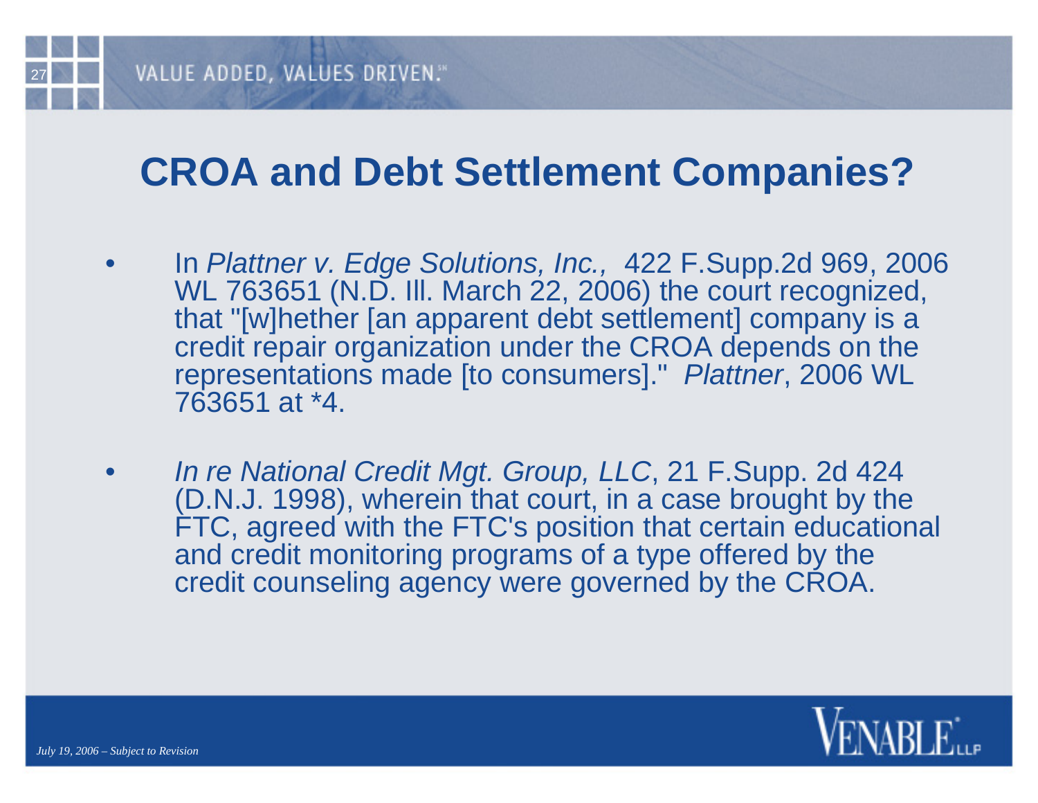# CROA and Debt Settlement Companies?

- In *Plattner v. Edge Solutions, Inc.,* 422 F.Supp.2d 969, 2006 WL 763651 (N.D. Ill. March 22, 2006) the court recognized, that "[w]hether [an apparent debt settlement] company is a credit repair organization under the CROA depends on the representations made [to consumers]." *Plattner*, 2006 WL 763651 at *4.

- *In re National Credit Mgt. Group, LLC*, 21 F.Supp. 2d 424 (D.N.J. 1998), wherein that court, in a case brought by the FTC, agreed with the FTC's position that certain educational and credit monitoring programs of a type offered by the credit counseling agency were governed by the CROA.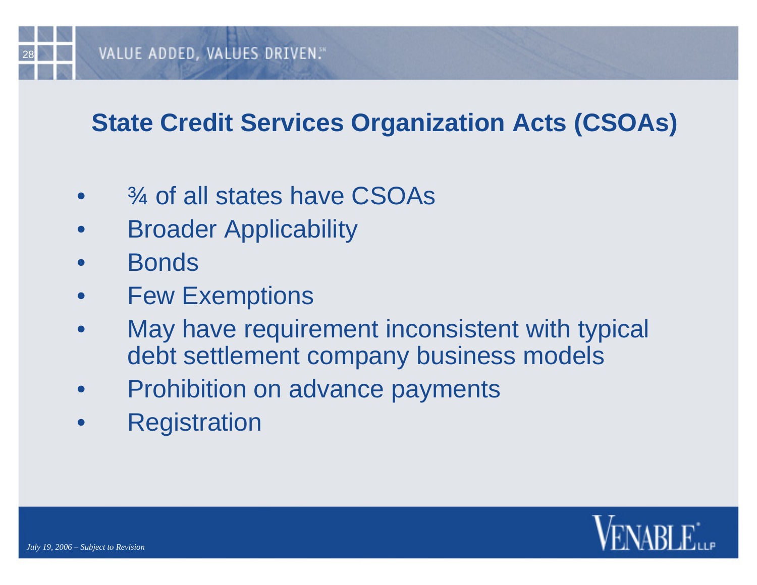# State Credit Services Organization Acts (CSOAs)

- ¾ of all states have CSOAs
- Broader Applicability
- Bonds
- Few Exemptions
- May have requirement inconsistent with typical debt settlement company business models
- Prohibition on advance payments
- Registration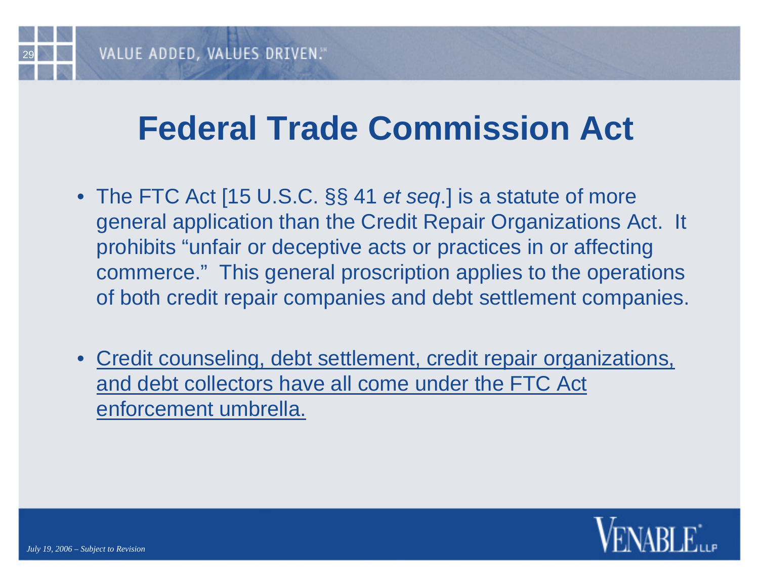# Federal Trade Commission Act

- The FTC Act [15 U.S.C. §§ 41 *et seq*.] is a statute of more general application than the Credit Repair Organizations Act. It prohibits "unfair or deceptive acts or practices in or affecting commerce." This general proscription applies to the operations of both credit repair companies and debt settlement companies.

- <u>Credit counseling, debt settlement, credit repair organizations, and debt collectors have all come under the FTC Act enforcement umbrella.</u>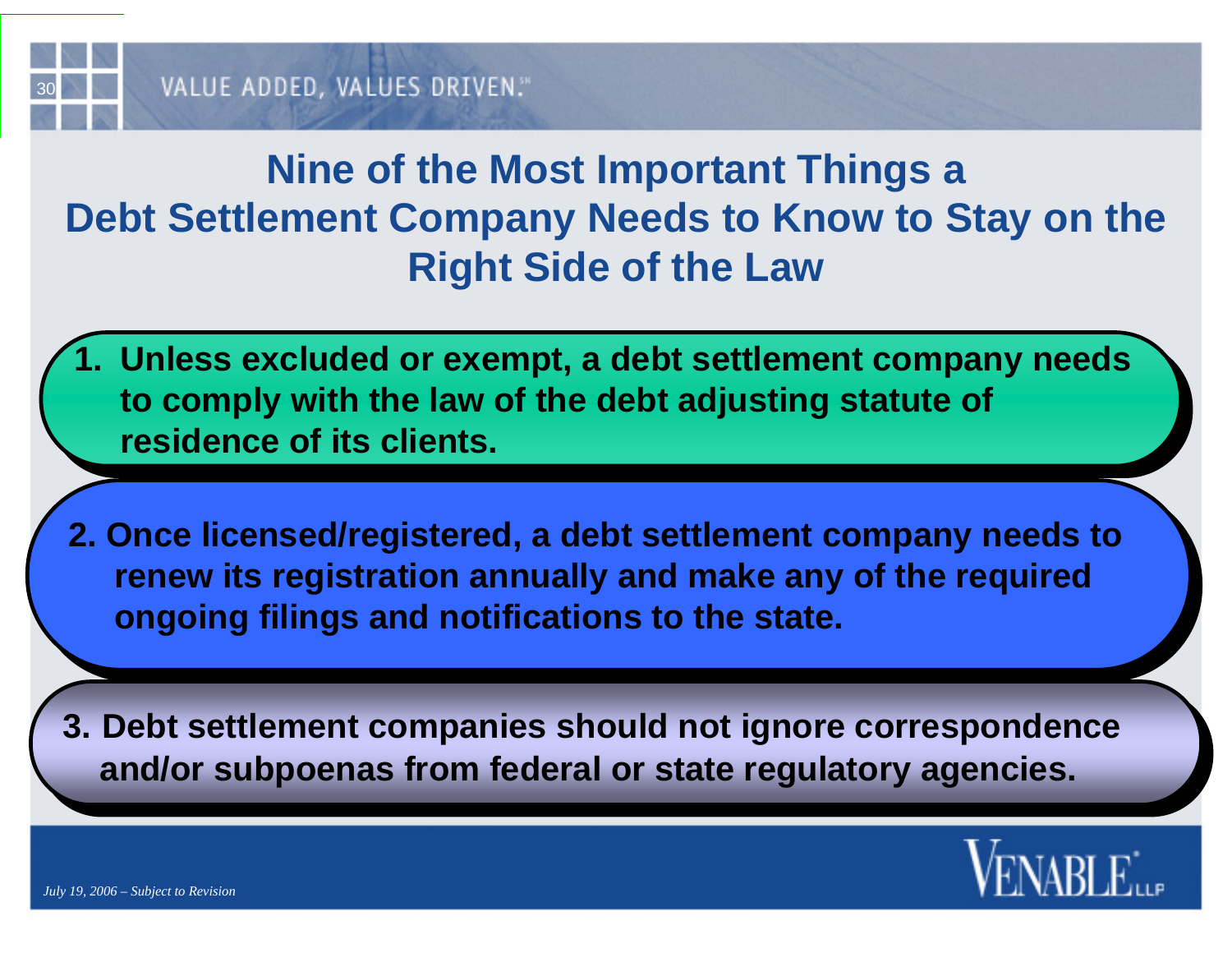# Nine of the Most Important Things a Debt Settlement Company Needs to Know to Stay on the Right Side of the Law

1. **Unless excluded or exempt, a debt settlement company needs to comply with the law of the debt adjusting statute of residence of its clients.**

2. **Once licensed/registered, a debt settlement company needs to renew its registration annually and make any of the required ongoing filings and notifications to the state.**

3. **Debt settlement companies should not ignore correspondence and/or subpoenas from federal or state regulatory agencies.**

*July 19, 2006 – Subject to Revision*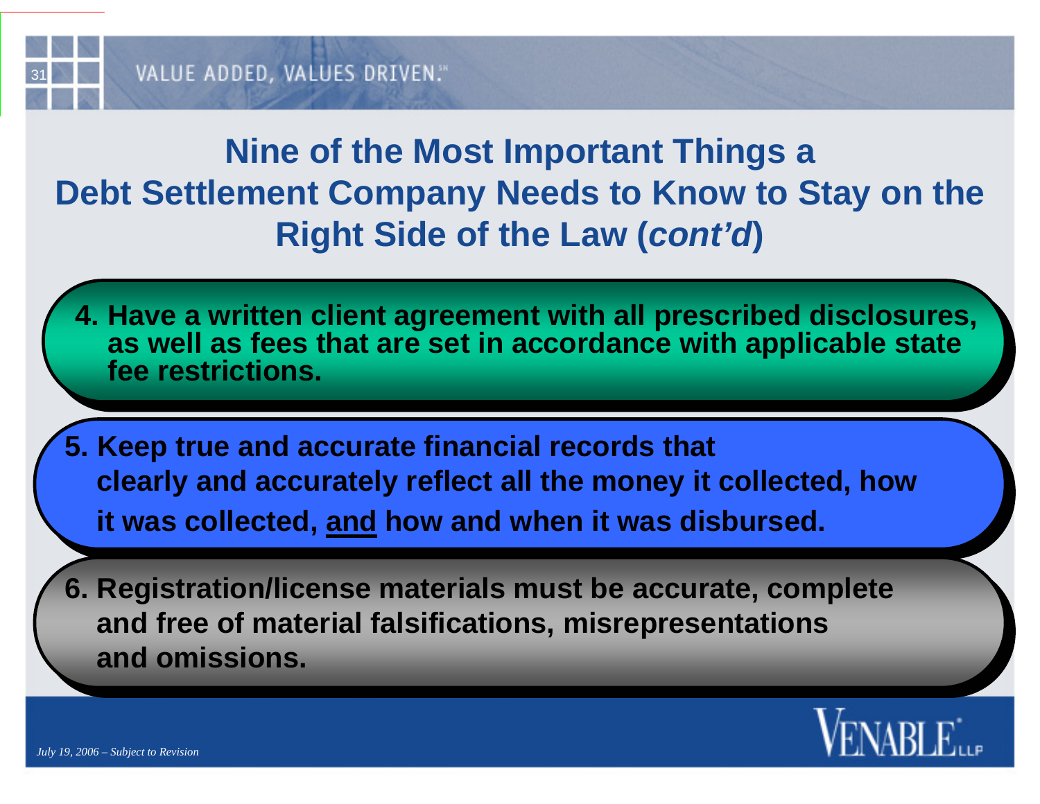# Nine of the Most Important Things a Debt Settlement Company Needs to Know to Stay on the Right Side of the Law (*cont'd*)

4. **Have a written client agreement with all prescribed disclosures, as well as fees that are set in accordance with applicable state fee restrictions.**

5. **Keep true and accurate financial records that clearly and accurately reflect all the money it collected, how it was collected, <u>and</u> how and when it was disbursed.**

6. **Registration/license materials must be accurate, complete and free of material falsifications, misrepresentations and omissions.**

*July 19, 2006 – Subject to Revision*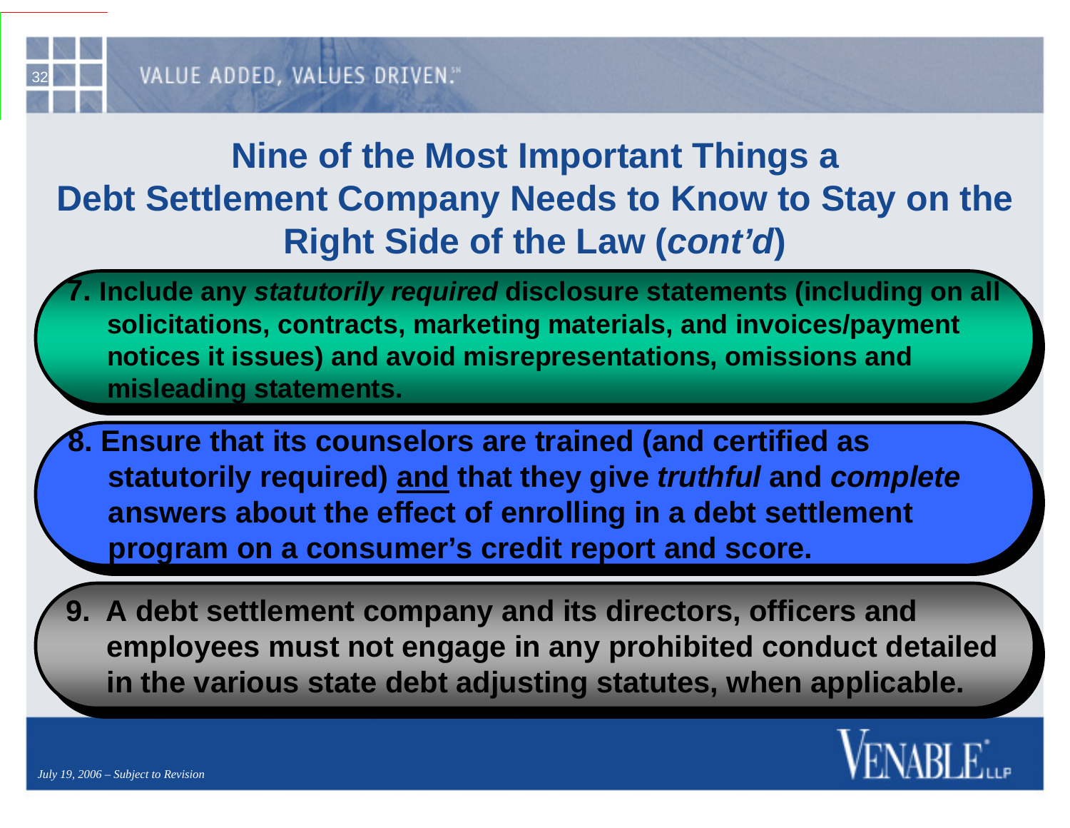## Nine of the Most Important Things a Debt Settlement Company Needs to Know to Stay on the Right Side of the Law (*cont'd*)

7. **Include any *statutorily required* disclosure statements (including on all solicitations, contracts, marketing materials, and invoices/payment notices it issues) and avoid misrepresentations, omissions and misleading statements.**

8. **Ensure that its counselors are trained (and certified as statutorily required) <u>and</u> that they give *truthful* and *complete* answers about the effect of enrolling in a debt settlement program on a consumer's credit report and score.**

9. **A debt settlement company and its directors, officers and employees must not engage in any prohibited conduct detailed in the various state debt adjusting statutes, when applicable.**

*July 19, 2006 – Subject to Revision*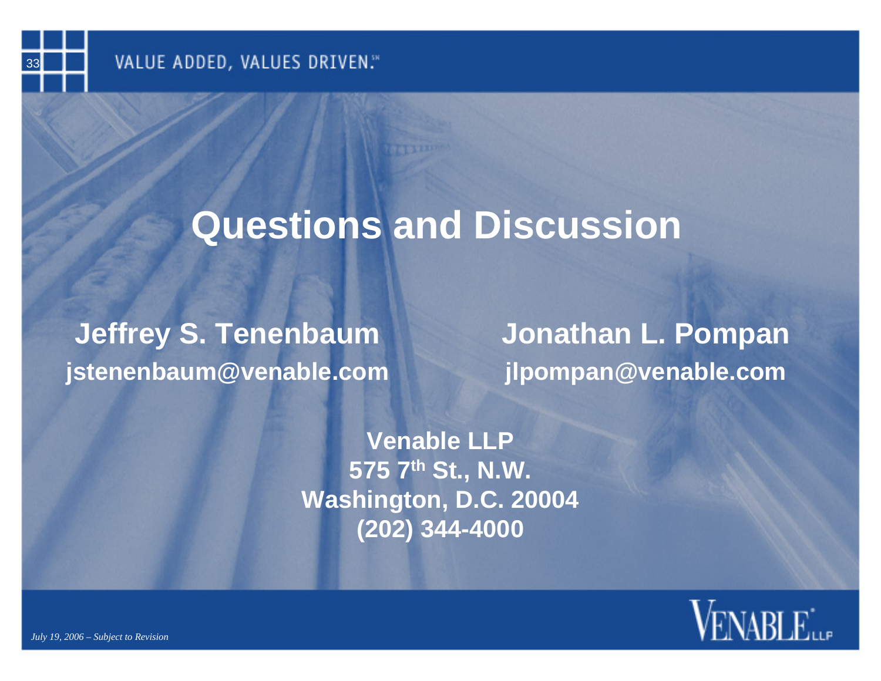# Questions and Discussion

**Jeffrey S. Tenenbaum**
**jstenenbaum@venable.com**

**Jonathan L. Pompan**
**jlpompan@venable.com**

**Venable LLP**
**575 7th St., N.W.**
**Washington, D.C. 20004**
**(202) 344-4000**

*July 19, 2006 – Subject to Revision*